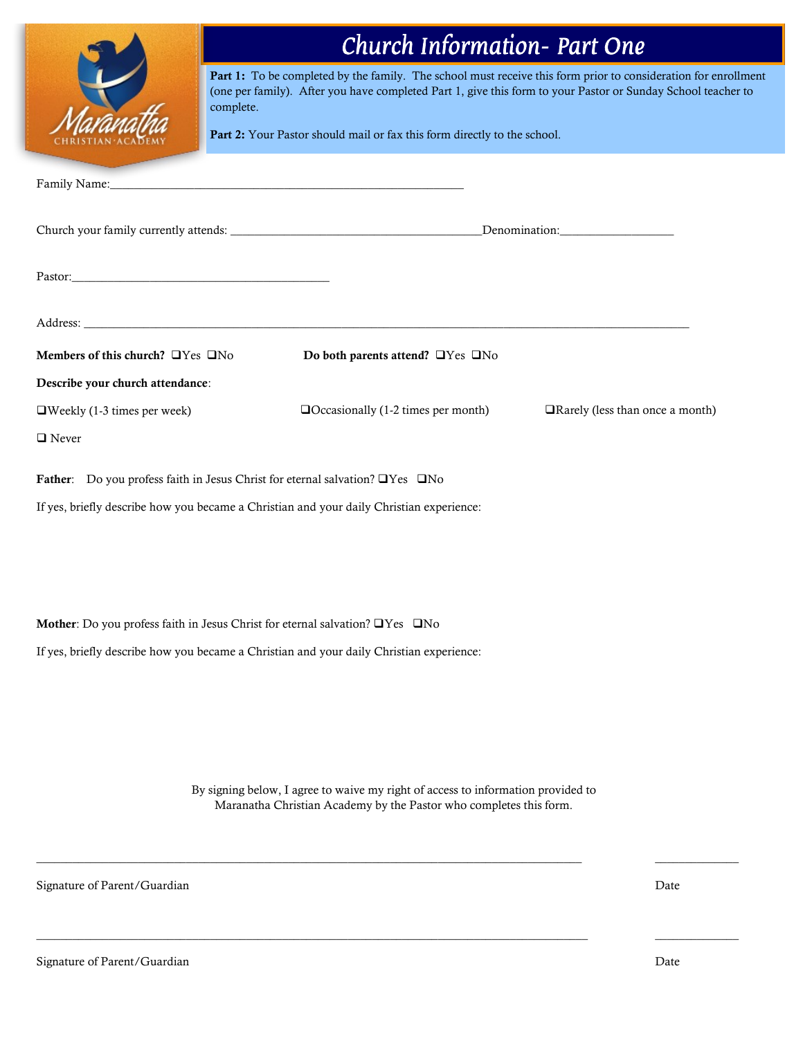Maranatha
CHRISTIAN ACADEMY

# Church Information- Part One

**Part 1:** To be completed by the family. The school must receive this form prior to consideration for enrollment (one per family). After you have completed Part 1, give this form to your Pastor or Sunday School teacher to complete.

**Part 2:** Your Pastor should mail or fax this form directly to the school.

Family Name:____________________________________________________________

Church your family currently attends: ___________________________________________Denomination:___________________

Pastor:___________________________________________

Address: ____________________________________________________________________________________________________

**Members of this church?** ❑Yes ❑No **Do both parents attend?** ❑Yes ❑No

**Describe your church attendance**:

❑Weekly (1-3 times per week) ❑Occasionally (1-2 times per month) ❑Rarely (less than once a month)

❑ Never

**Father**: Do you profess faith in Jesus Christ for eternal salvation? ❑Yes ❑No

If yes, briefly describe how you became a Christian and your daily Christian experience:

**Mother**: Do you profess faith in Jesus Christ for eternal salvation? ❑Yes ❑No

If yes, briefly describe how you became a Christian and your daily Christian experience:

By signing below, I agree to waive my right of access to information provided to Maranatha Christian Academy by the Pastor who completes this form.

_____________________________________________________________________________________ ______________

Signature of Parent/Guardian Date

_____________________________________________________________________________________ ______________

Signature of Parent/Guardian Date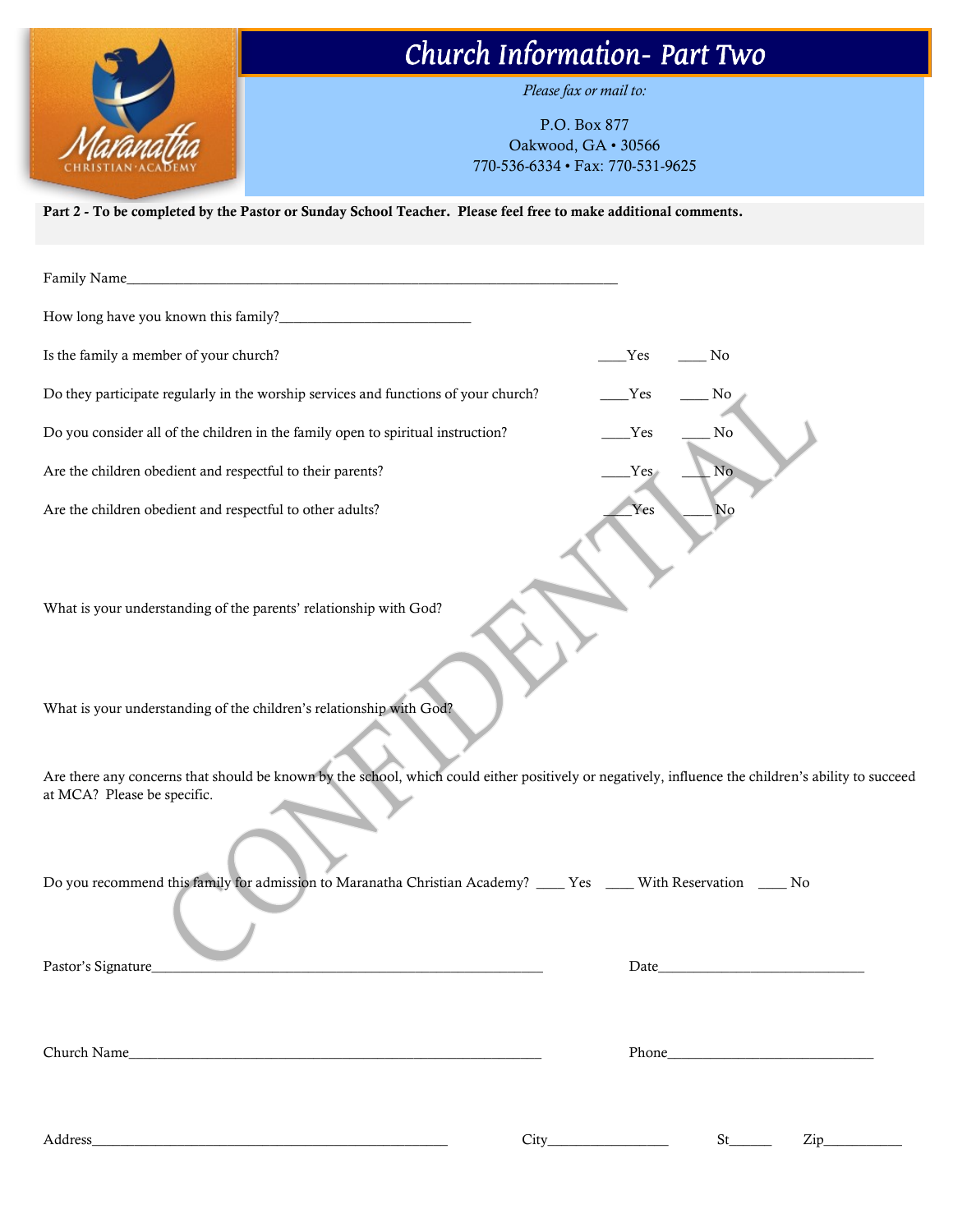# Church Information- Part Two

*Please fax or mail to:*

P.O. Box 877
Oakwood, GA • 30566
770-536-6334 • Fax: 770-531-9625

**Part 2 - To be completed by the Pastor or Sunday School Teacher. Please feel free to make additional comments.**

Family Name_______________________________________________________________________

How long have you known this family?___________________________

Is the family a member of your church? ____Yes ____ No

Do they participate regularly in the worship services and functions of your church? ____Yes ____ No

Do you consider all of the children in the family open to spiritual instruction? ____Yes ____ No

Are the children obedient and respectful to their parents? ____Yes ____ No

Are the children obedient and respectful to other adults? ____Yes ____ No

What is your understanding of the parents' relationship with God?

What is your understanding of the children's relationship with God?

Are there any concerns that should be known by the school, which could either positively or negatively, influence the children's ability to succeed at MCA? Please be specific.

Do you recommend this family for admission to Maranatha Christian Academy? ____ Yes ____ With Reservation ____ No

Pastor's Signature_______________________________________________________ Date_____________________________

Church Name_____________________________________________________________ Phone_____________________________

Address___________________________________________________ City_________________ St______ Zip___________

CONFIDENTIAL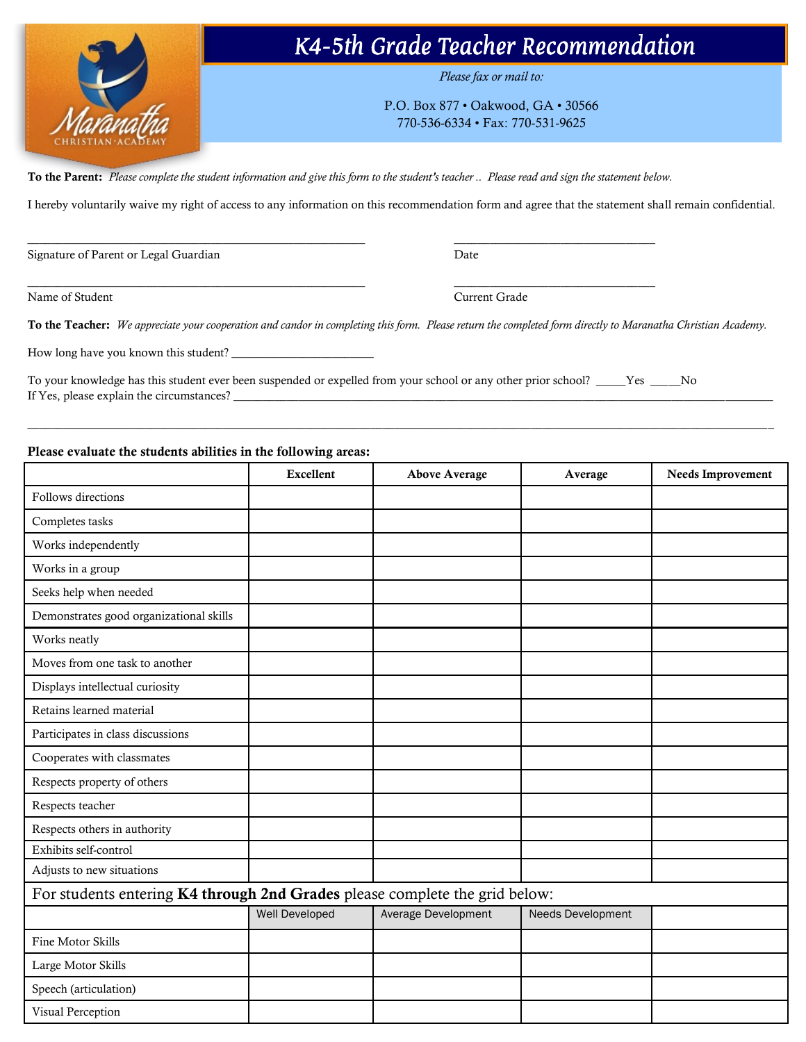# K4-5th Grade Teacher Recommendation

*Please fax or mail to:*

P.O. Box 877 • Oakwood, GA • 30566
770-536-6334 • Fax: 770-531-9625

**To the Parent:** *Please complete the student information and give this form to the student's teacher .. Please read and sign the statement below.*

I hereby voluntarily waive my right of access to any information on this recommendation form and agree that the statement shall remain confidential.

_______________________________________________ _______________________________
Signature of Parent or Legal Guardian Date

_______________________________________________ _______________________________
Name of Student Current Grade

**To the Teacher:** *We appreciate your cooperation and candor in completing this form. Please return the completed form directly to Maranatha Christian Academy.*

How long have you known this student? ______________________

To your knowledge has this student ever been suspended or expelled from your school or any other prior school? _____Yes _____No
If Yes, please explain the circumstances? ____________________________________________________________________________

__________________________________________________________________________________________________________

**Please evaluate the students abilities in the following areas:**

| | Excellent | Above Average | Average | Needs Improvement |
|---|---|---|---|---|
| Follows directions | | | | |
| Completes tasks | | | | |
| Works independently | | | | |
| Works in a group | | | | |
| Seeks help when needed | | | | |
| Demonstrates good organizational skills | | | | |
| Works neatly | | | | |
| Moves from one task to another | | | | |
| Displays intellectual curiosity | | | | |
| Retains learned material | | | | |
| Participates in class discussions | | | | |
| Cooperates with classmates | | | | |
| Respects property of others | | | | |
| Respects teacher | | | | |
| Respects others in authority | | | | |
| Exhibits self-control | | | | |
| Adjusts to new situations | | | | |
| For students entering **K4 through 2nd Grades** please complete the grid below: | | | | |
| | Well Developed | Average Development | Needs Development | |
| Fine Motor Skills | | | | |
| Large Motor Skills | | | | |
| Speech (articulation) | | | | |
| Visual Perception | | | | |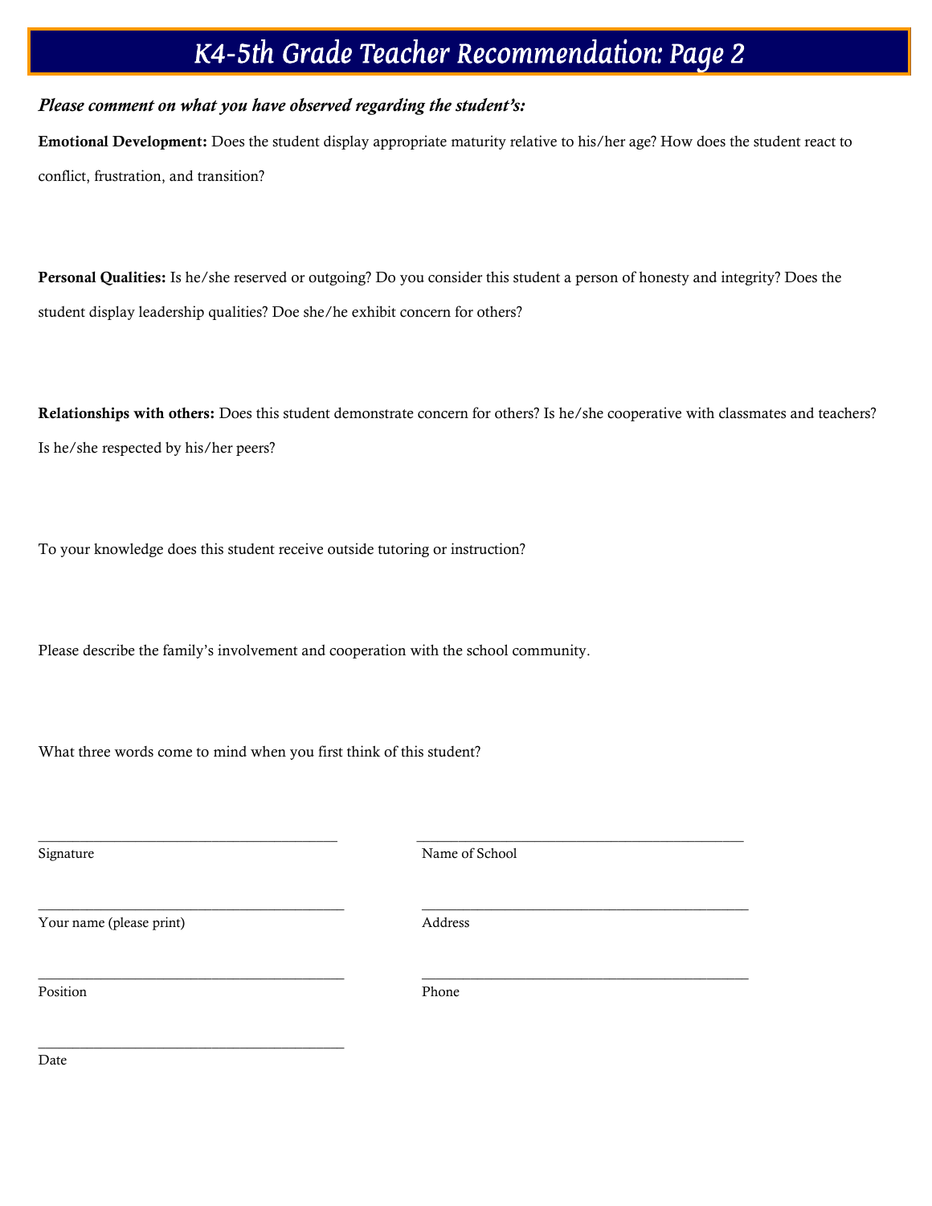# K4-5th Grade Teacher Recommendation: Page 2

***Please comment on what you have observed regarding the student's:***

**Emotional Development:** Does the student display appropriate maturity relative to his/her age? How does the student react to conflict, frustration, and transition?

**Personal Qualities:** Is he/she reserved or outgoing? Do you consider this student a person of honesty and integrity? Does the student display leadership qualities? Doe she/he exhibit concern for others?

**Relationships with others:** Does this student demonstrate concern for others? Is he/she cooperative with classmates and teachers? Is he/she respected by his/her peers?

To your knowledge does this student receive outside tutoring or instruction?

Please describe the family's involvement and cooperation with the school community.

What three words come to mind when you first think of this student?

_________________________________________
Signature

_________________________________________
Name of School

_________________________________________
Your name (please print)

_________________________________________
Address

_________________________________________
Position

_________________________________________
Phone

_________________________________________
Date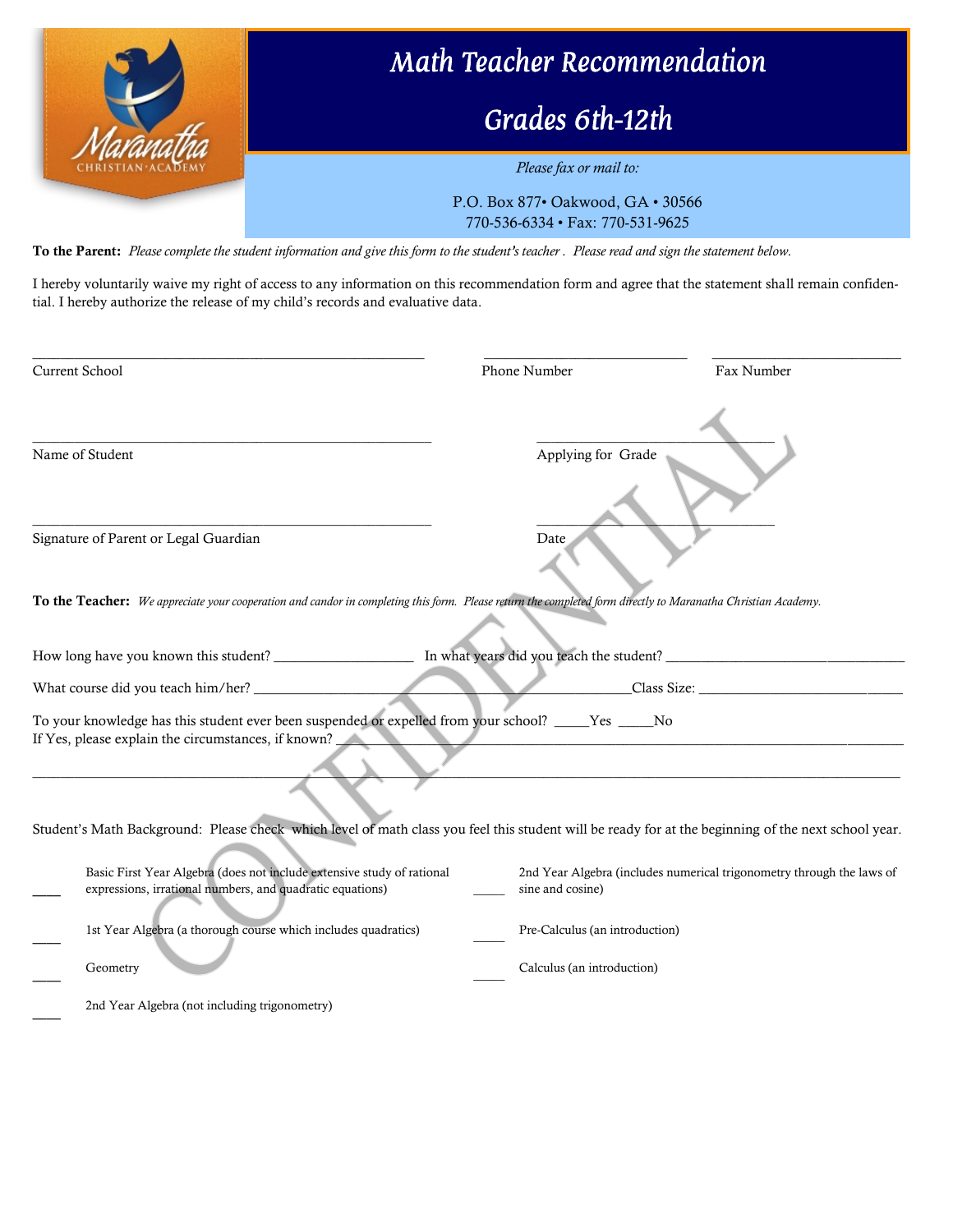# Math Teacher Recommendation

## Grades 6th-12th

*Please fax or mail to:*

P.O. Box 877• Oakwood, GA • 30566
770-536-6334 • Fax: 770-531-9625

**To the Parent:** *Please complete the student information and give this form to the student's teacher . Please read and sign the statement below.*

I hereby voluntarily waive my right of access to any information on this recommendation form and agree that the statement shall remain confidential. I hereby authorize the release of my child's records and evaluative data.

_______________________________________________ _________________________ _________________________
Current School Phone Number Fax Number

_______________________________________________ _____________________________
Name of Student Applying for Grade

_______________________________________________ _____________________________
Signature of Parent or Legal Guardian Date

**To the Teacher:** *We appreciate your cooperation and candor in completing this form. Please return the completed form directly to Maranatha Christian Academy.*

How long have you known this student? ___________________ In what years did you teach the student? ___________________________________

What course did you teach him/her? ______________________________________________________Class Size: ____________________________

To your knowledge has this student ever been suspended or expelled from your school? _____Yes _____No
If Yes, please explain the circumstances, if known? ______________________________________________________________________________

__________________________________________________________________________________________________________________

Student's Math Background: Please check which level of math class you feel this student will be ready for at the beginning of the next school year.

____ Basic First Year Algebra (does not include extensive study of rational expressions, irrational numbers, and quadratic equations)

____ 1st Year Algebra (a thorough course which includes quadratics)

____ Geometry

____ 2nd Year Algebra (not including trigonometry)

____ 2nd Year Algebra (includes numerical trigonometry through the laws of sine and cosine)

____ Pre-Calculus (an introduction)

____ Calculus (an introduction)

CONFIDENTIAL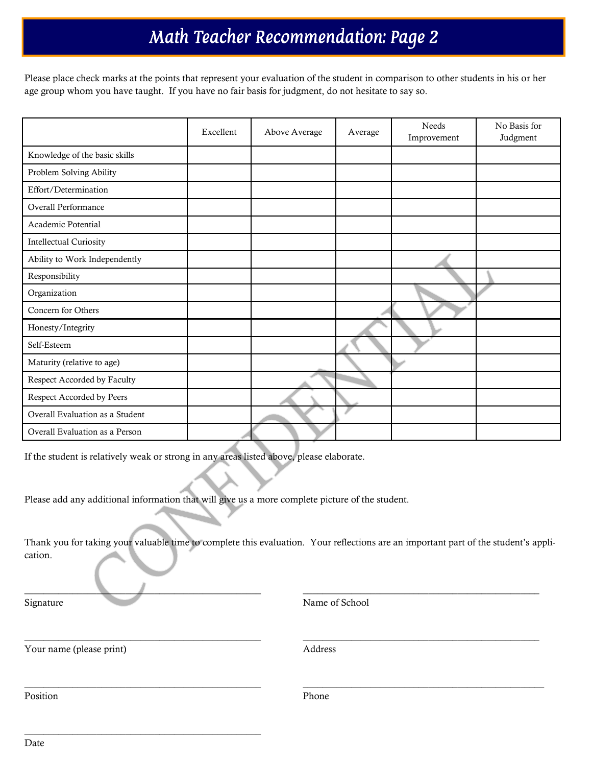# Math Teacher Recommendation: Page 2

Please place check marks at the points that represent your evaluation of the student in comparison to other students in his or her age group whom you have taught. If you have no fair basis for judgment, do not hesitate to say so.

| | Excellent | Above Average | Average | Needs Improvement | No Basis for Judgment |
|---|---|---|---|---|---|
| Knowledge of the basic skills | | | | | |
| Problem Solving Ability | | | | | |
| Effort/Determination | | | | | |
| Overall Performance | | | | | |
| Academic Potential | | | | | |
| Intellectual Curiosity | | | | | |
| Ability to Work Independently | | | | | |
| Responsibility | | | | | |
| Organization | | | | | |
| Concern for Others | | | | | |
| Honesty/Integrity | | | | | |
| Self-Esteem | | | | | |
| Maturity (relative to age) | | | | | |
| Respect Accorded by Faculty | | | | | |
| Respect Accorded by Peers | | | | | |
| Overall Evaluation as a Student | | | | | |
| Overall Evaluation as a Person | | | | | |

If the student is relatively weak or strong in any areas listed above, please elaborate.

Please add any additional information that will give us a more complete picture of the student.

Thank you for taking your valuable time to complete this evaluation. Your reflections are an important part of the student's application.

CONFIDENTIAL

\_\_\_\_\_\_\_\_\_\_\_\_\_\_\_\_\_\_\_\_\_\_\_\_\_\_\_\_\_\_\_\_\_\_\_\_\_\_\_\_
Signature

\_\_\_\_\_\_\_\_\_\_\_\_\_\_\_\_\_\_\_\_\_\_\_\_\_\_\_\_\_\_\_\_\_\_\_\_\_\_\_\_
Name of School

\_\_\_\_\_\_\_\_\_\_\_\_\_\_\_\_\_\_\_\_\_\_\_\_\_\_\_\_\_\_\_\_\_\_\_\_\_\_\_\_
Your name (please print)

\_\_\_\_\_\_\_\_\_\_\_\_\_\_\_\_\_\_\_\_\_\_\_\_\_\_\_\_\_\_\_\_\_\_\_\_\_\_\_\_
Address

\_\_\_\_\_\_\_\_\_\_\_\_\_\_\_\_\_\_\_\_\_\_\_\_\_\_\_\_\_\_\_\_\_\_\_\_\_\_\_\_
Position

\_\_\_\_\_\_\_\_\_\_\_\_\_\_\_\_\_\_\_\_\_\_\_\_\_\_\_\_\_\_\_\_\_\_\_\_\_\_\_\_
Phone

\_\_\_\_\_\_\_\_\_\_\_\_\_\_\_\_\_\_\_\_\_\_\_\_\_\_\_\_\_\_\_\_\_\_\_\_\_\_\_\_
Date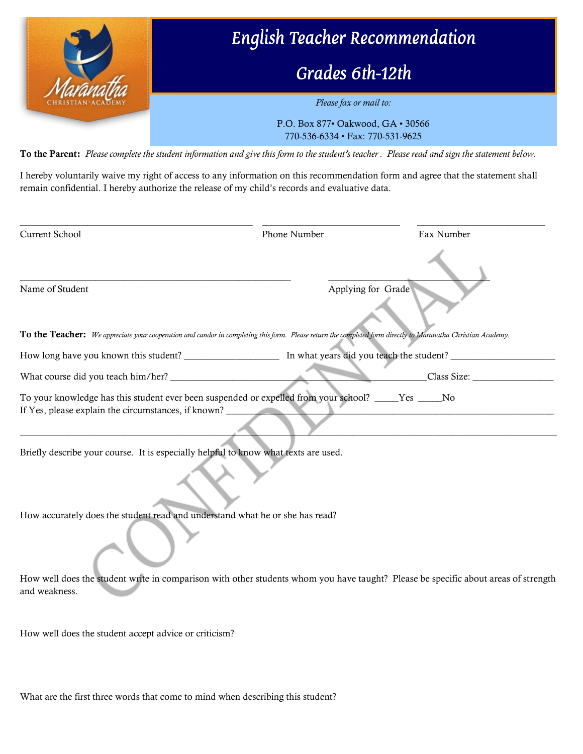# English Teacher Recommendation

## Grades 6th-12th

*Please fax or mail to:*

P.O. Box 877• Oakwood, GA • 30566
770-536-6334 • Fax: 770-531-9625

**To the Parent:** *Please complete the student information and give this form to the student's teacher . Please read and sign the statement below.*

I hereby voluntarily waive my right of access to any information on this recommendation form and agree that the statement shall remain confidential. I hereby authorize the release of my child's records and evaluative data.

_______________________________________________ ____________________________ __________________________

Current School Phone Number Fax Number

_______________________________________________________ _________________________________

Name of Student Applying for Grade

CONFIDENTIAL

**To the Teacher:** *We appreciate your cooperation and candor in completing this form. Please return the completed form directly to Maranatha Christian Academy.*

How long have you known this student? ___________________ In what years did you teach the student? ______________________

What course did you teach him/her? ____________________________________________________Class Size: ________________

To your knowledge has this student ever been suspended or expelled from your school? _____Yes _____No
If Yes, please explain the circumstances, if known? _________________________________________________________________

_____________________________________________________________________________________________________________

Briefly describe your course. It is especially helpful to know what texts are used.

How accurately does the student read and understand what he or she has read?

How well does the student write in comparison with other students whom you have taught? Please be specific about areas of strength and weakness.

How well does the student accept advice or criticism?

What are the first three words that come to mind when describing this student?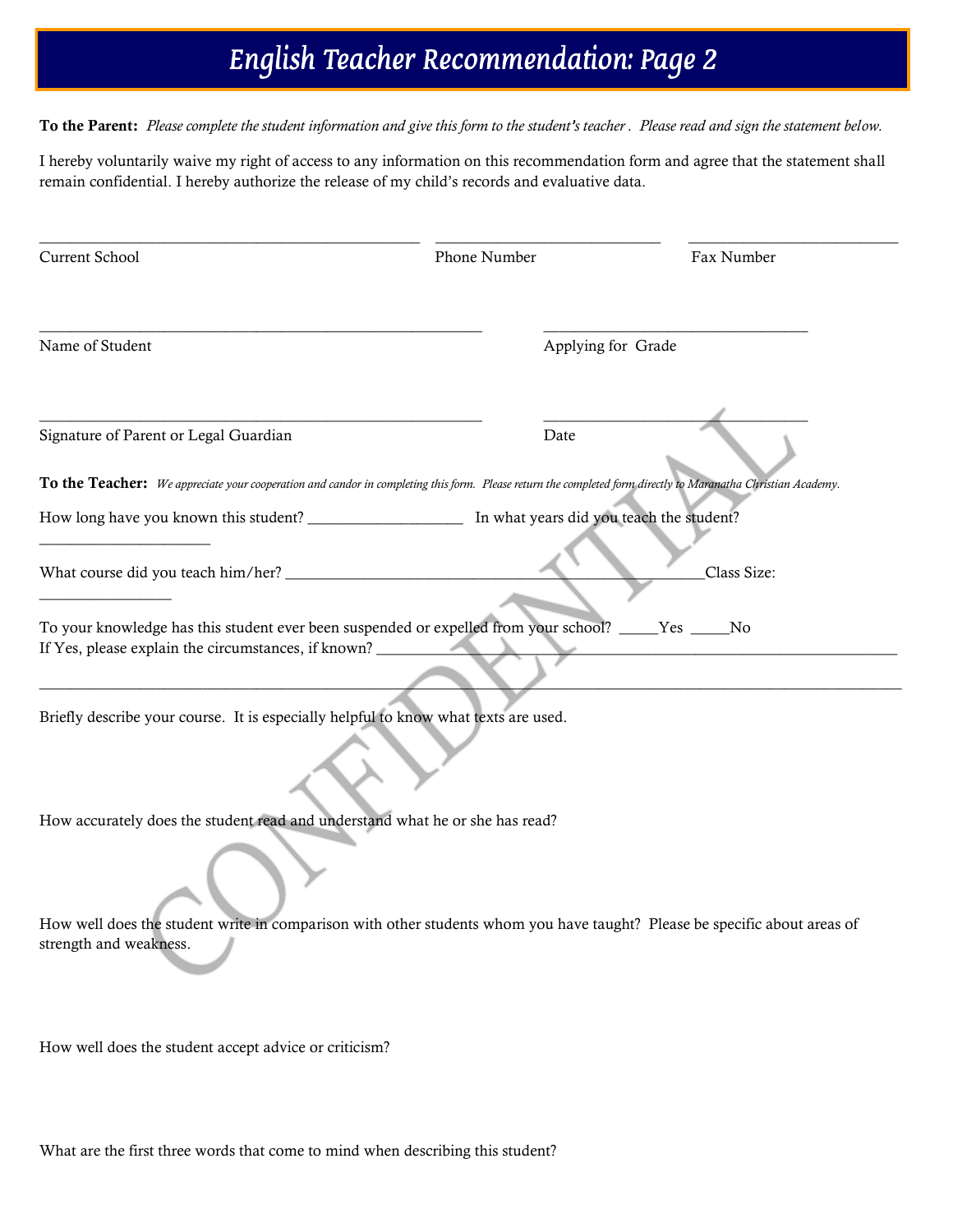# English Teacher Recommendation: Page 2

**To the Parent:** *Please complete the student information and give this form to the student's teacher . Please read and sign the statement below.*

I hereby voluntarily waive my right of access to any information on this recommendation form and agree that the statement shall remain confidential. I hereby authorize the release of my child's records and evaluative data.

\_\_\_\_\_\_\_\_\_\_\_\_\_\_\_\_\_\_\_\_\_\_\_\_\_\_\_\_\_\_\_\_\_\_\_\_\_\_\_\_\_\_\_\_ \_\_\_\_\_\_\_\_\_\_\_\_\_\_\_\_\_\_\_\_\_\_\_\_\_\_ \_\_\_\_\_\_\_\_\_\_\_\_\_\_\_\_\_\_\_\_\_\_\_\_\_\_

Current School — Phone Number — Fax Number

\_\_\_\_\_\_\_\_\_\_\_\_\_\_\_\_\_\_\_\_\_\_\_\_\_\_\_\_\_\_\_\_\_\_\_\_\_\_\_\_\_\_\_\_\_\_\_\_\_\_ \_\_\_\_\_\_\_\_\_\_\_\_\_\_\_\_\_\_\_\_\_\_\_\_\_\_\_\_\_\_\_

Name of Student — Applying for Grade

\_\_\_\_\_\_\_\_\_\_\_\_\_\_\_\_\_\_\_\_\_\_\_\_\_\_\_\_\_\_\_\_\_\_\_\_\_\_\_\_\_\_\_\_\_\_\_\_\_\_ \_\_\_\_\_\_\_\_\_\_\_\_\_\_\_\_\_\_\_\_\_\_\_\_\_\_\_\_\_\_\_

Signature of Parent or Legal Guardian — Date

**To the Teacher:** *We appreciate your cooperation and candor in completing this form. Please return the completed form directly to Maranatha Christian Academy.*

How long have you known this student? \_\_\_\_\_\_\_\_\_\_\_\_\_\_\_\_\_\_\_ In what years did you teach the student? \_\_\_\_\_\_\_\_\_\_\_\_\_\_\_\_\_\_\_\_\_

What course did you teach him/her? \_\_\_\_\_\_\_\_\_\_\_\_\_\_\_\_\_\_\_\_\_\_\_\_\_\_\_\_\_\_\_\_\_\_\_\_\_\_\_\_\_\_\_\_\_\_\_\_\_\_Class Size: \_\_\_\_\_\_\_\_\_\_\_\_\_\_\_\_

To your knowledge has this student ever been suspended or expelled from your school? \_\_\_\_\_Yes \_\_\_\_\_No
If Yes, please explain the circumstances, if known? \_\_\_\_\_\_\_\_\_\_\_\_\_\_\_\_\_\_\_\_\_\_\_\_\_\_\_\_\_\_\_\_\_\_\_\_\_\_\_\_\_\_\_\_\_\_\_\_\_\_\_\_\_\_\_\_\_\_\_\_\_\_\_\_
\_\_\_\_\_\_\_\_\_\_\_\_\_\_\_\_\_\_\_\_\_\_\_\_\_\_\_\_\_\_\_\_\_\_\_\_\_\_\_\_\_\_\_\_\_\_\_\_\_\_\_\_\_\_\_\_\_\_\_\_\_\_\_\_\_\_\_\_\_\_\_\_\_\_\_\_\_\_\_\_\_\_\_\_\_\_\_\_\_\_\_\_\_\_\_\_\_\_\_\_\_\_\_\_\_

Briefly describe your course. It is especially helpful to know what texts are used.

How accurately does the student read and understand what he or she has read?

How well does the student write in comparison with other students whom you have taught? Please be specific about areas of strength and weakness.

How well does the student accept advice or criticism?

What are the first three words that come to mind when describing this student?

CONFIDENTIAL